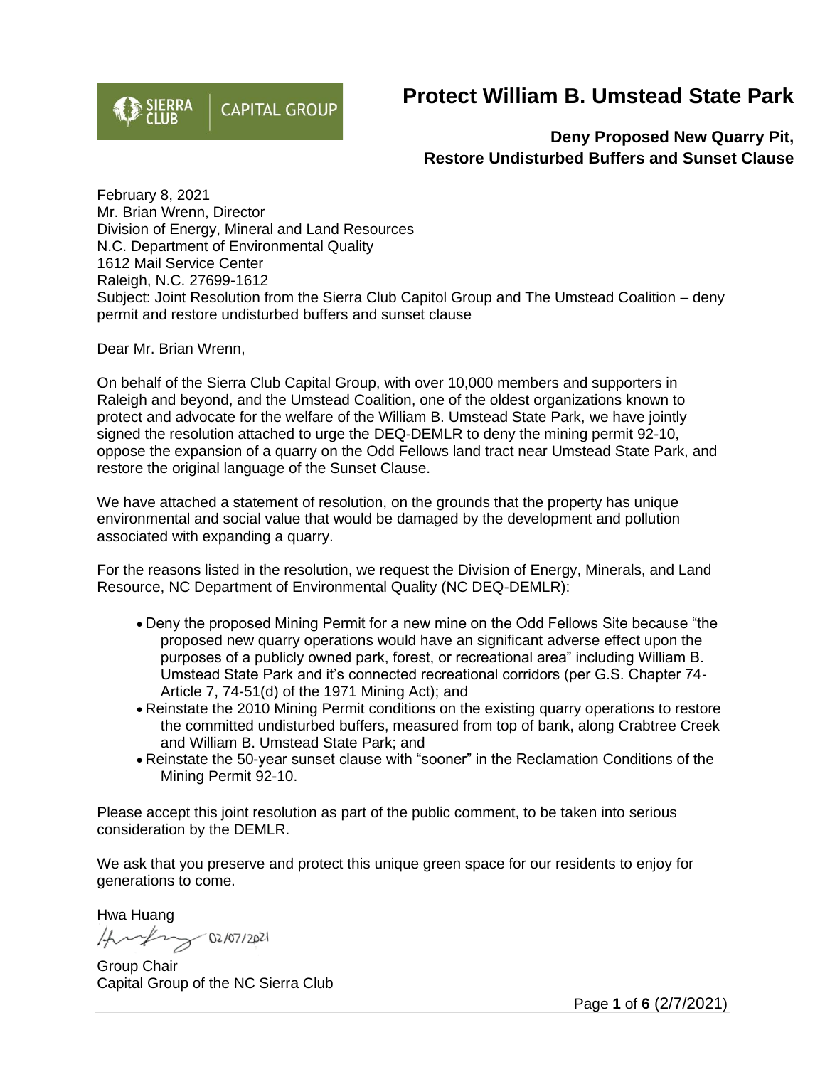SIERRA CLUB | CAPITAL GROUP

# Protect William B. Umstead State Park

### Deny Proposed New Quarry Pit, Restore Undisturbed Buffers and Sunset Clause

February 8, 2021
Mr. Brian Wrenn, Director
Division of Energy, Mineral and Land Resources
N.C. Department of Environmental Quality
1612 Mail Service Center
Raleigh, N.C. 27699-1612
Subject: Joint Resolution from the Sierra Club Capitol Group and The Umstead Coalition – deny permit and restore undisturbed buffers and sunset clause

Dear Mr. Brian Wrenn,

On behalf of the Sierra Club Capital Group, with over 10,000 members and supporters in Raleigh and beyond, and the Umstead Coalition, one of the oldest organizations known to protect and advocate for the welfare of the William B. Umstead State Park, we have jointly signed the resolution attached to urge the DEQ-DEMLR to deny the mining permit 92-10, oppose the expansion of a quarry on the Odd Fellows land tract near Umstead State Park, and restore the original language of the Sunset Clause.

We have attached a statement of resolution, on the grounds that the property has unique environmental and social value that would be damaged by the development and pollution associated with expanding a quarry.

For the reasons listed in the resolution, we request the Division of Energy, Minerals, and Land Resource, NC Department of Environmental Quality (NC DEQ-DEMLR):

- Deny the proposed Mining Permit for a new mine on the Odd Fellows Site because "the proposed new quarry operations would have an significant adverse effect upon the purposes of a publicly owned park, forest, or recreational area" including William B. Umstead State Park and it's connected recreational corridors (per G.S. Chapter 74- Article 7, 74-51(d) of the 1971 Mining Act); and
- Reinstate the 2010 Mining Permit conditions on the existing quarry operations to restore the committed undisturbed buffers, measured from top of bank, along Crabtree Creek and William B. Umstead State Park; and
- Reinstate the 50-year sunset clause with "sooner" in the Reclamation Conditions of the Mining Permit 92-10.

Please accept this joint resolution as part of the public comment, to be taken into serious consideration by the DEMLR.

We ask that you preserve and protect this unique green space for our residents to enjoy for generations to come.

Hwa Huang
02/07/2021
Group Chair
Capital Group of the NC Sierra Club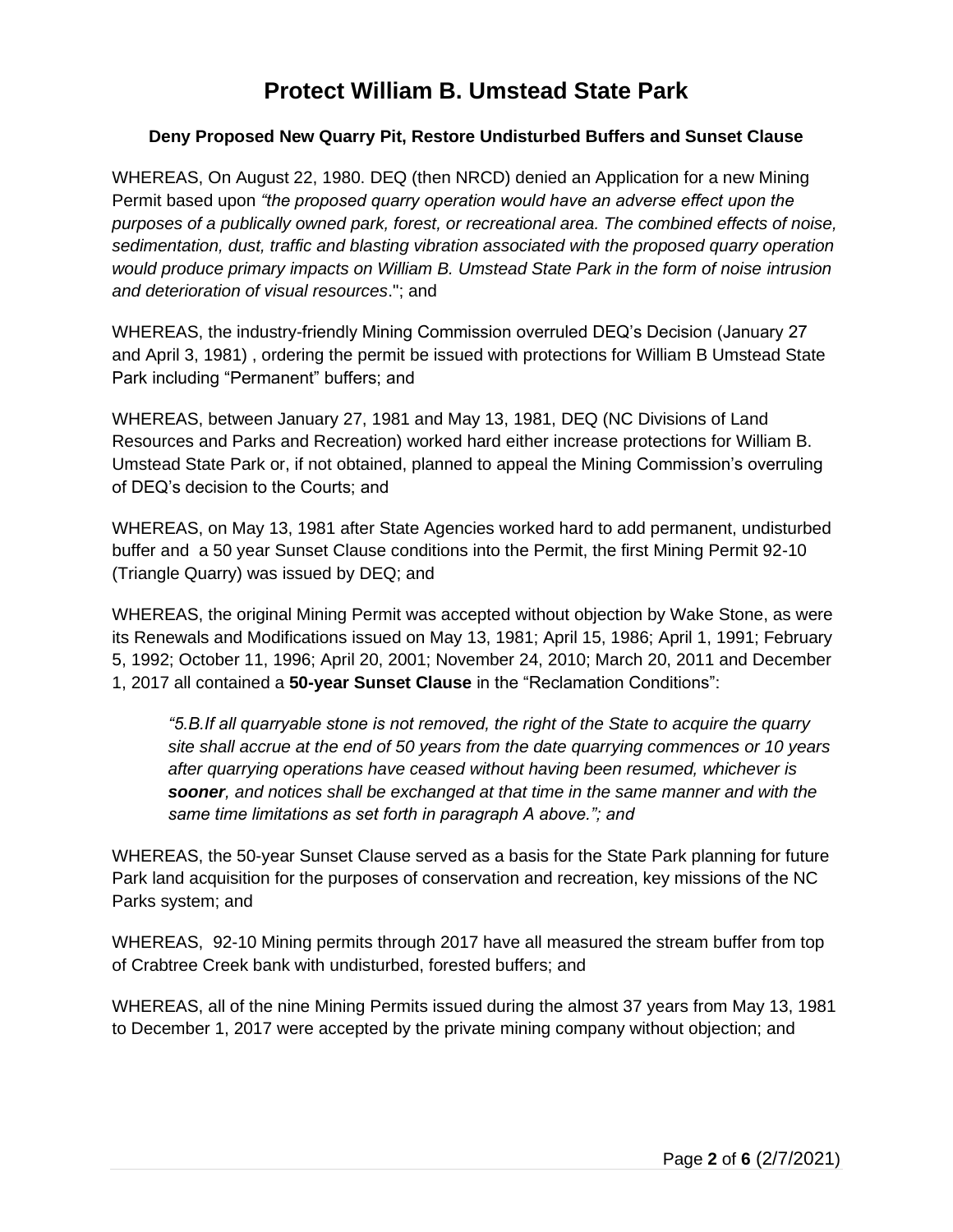# Protect William B. Umstead State Park

### Deny Proposed New Quarry Pit, Restore Undisturbed Buffers and Sunset Clause

WHEREAS, On August 22, 1980. DEQ (then NRCD) denied an Application for a new Mining Permit based upon *"the proposed quarry operation would have an adverse effect upon the purposes of a publically owned park, forest, or recreational area. The combined effects of noise, sedimentation, dust, traffic and blasting vibration associated with the proposed quarry operation would produce primary impacts on William B. Umstead State Park in the form of noise intrusion and deterioration of visual resources*."; and

WHEREAS, the industry-friendly Mining Commission overruled DEQ's Decision (January 27 and April 3, 1981) , ordering the permit be issued with protections for William B Umstead State Park including "Permanent" buffers; and

WHEREAS, between January 27, 1981 and May 13, 1981, DEQ (NC Divisions of Land Resources and Parks and Recreation) worked hard either increase protections for William B. Umstead State Park or, if not obtained, planned to appeal the Mining Commission's overruling of DEQ's decision to the Courts; and

WHEREAS, on May 13, 1981 after State Agencies worked hard to add permanent, undisturbed buffer and a 50 year Sunset Clause conditions into the Permit, the first Mining Permit 92-10 (Triangle Quarry) was issued by DEQ; and

WHEREAS, the original Mining Permit was accepted without objection by Wake Stone, as were its Renewals and Modifications issued on May 13, 1981; April 15, 1986; April 1, 1991; February 5, 1992; October 11, 1996; April 20, 2001; November 24, 2010; March 20, 2011 and December 1, 2017 all contained a **50-year Sunset Clause** in the "Reclamation Conditions":

> *"5.B.If all quarryable stone is not removed, the right of the State to acquire the quarry site shall accrue at the end of 50 years from the date quarrying commences or 10 years after quarrying operations have ceased without having been resumed, whichever is* ***sooner****, and notices shall be exchanged at that time in the same manner and with the same time limitations as set forth in paragraph A above."; and*

WHEREAS, the 50-year Sunset Clause served as a basis for the State Park planning for future Park land acquisition for the purposes of conservation and recreation, key missions of the NC Parks system; and

WHEREAS, 92-10 Mining permits through 2017 have all measured the stream buffer from top of Crabtree Creek bank with undisturbed, forested buffers; and

WHEREAS, all of the nine Mining Permits issued during the almost 37 years from May 13, 1981 to December 1, 2017 were accepted by the private mining company without objection; and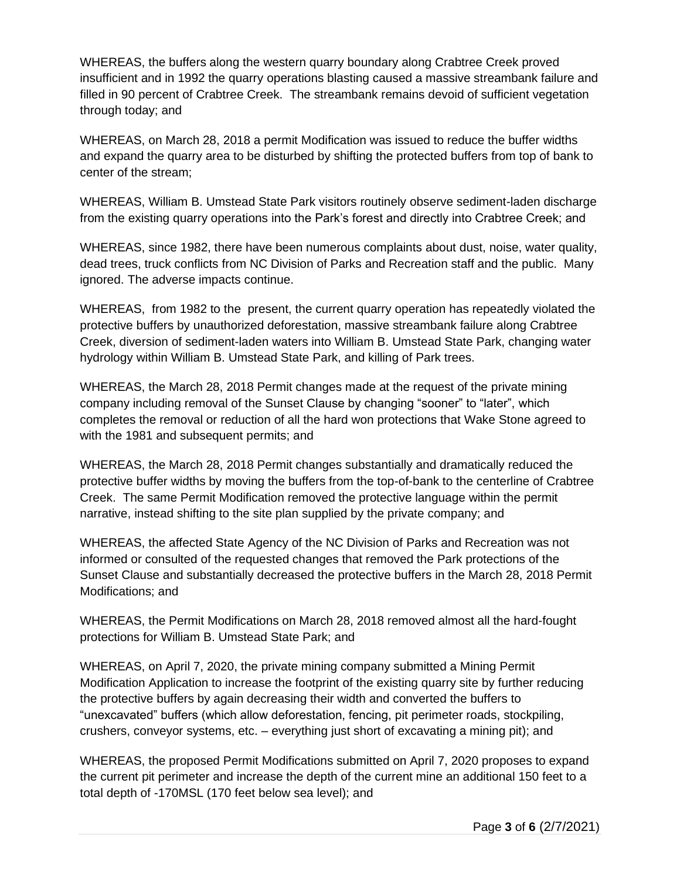WHEREAS, the buffers along the western quarry boundary along Crabtree Creek proved insufficient and in 1992 the quarry operations blasting caused a massive streambank failure and filled in 90 percent of Crabtree Creek. The streambank remains devoid of sufficient vegetation through today; and

WHEREAS, on March 28, 2018 a permit Modification was issued to reduce the buffer widths and expand the quarry area to be disturbed by shifting the protected buffers from top of bank to center of the stream;

WHEREAS, William B. Umstead State Park visitors routinely observe sediment-laden discharge from the existing quarry operations into the Park's forest and directly into Crabtree Creek; and

WHEREAS, since 1982, there have been numerous complaints about dust, noise, water quality, dead trees, truck conflicts from NC Division of Parks and Recreation staff and the public. Many ignored. The adverse impacts continue.

WHEREAS, from 1982 to the present, the current quarry operation has repeatedly violated the protective buffers by unauthorized deforestation, massive streambank failure along Crabtree Creek, diversion of sediment-laden waters into William B. Umstead State Park, changing water hydrology within William B. Umstead State Park, and killing of Park trees.

WHEREAS, the March 28, 2018 Permit changes made at the request of the private mining company including removal of the Sunset Clause by changing "sooner" to "later", which completes the removal or reduction of all the hard won protections that Wake Stone agreed to with the 1981 and subsequent permits; and

WHEREAS, the March 28, 2018 Permit changes substantially and dramatically reduced the protective buffer widths by moving the buffers from the top-of-bank to the centerline of Crabtree Creek. The same Permit Modification removed the protective language within the permit narrative, instead shifting to the site plan supplied by the private company; and

WHEREAS, the affected State Agency of the NC Division of Parks and Recreation was not informed or consulted of the requested changes that removed the Park protections of the Sunset Clause and substantially decreased the protective buffers in the March 28, 2018 Permit Modifications; and

WHEREAS, the Permit Modifications on March 28, 2018 removed almost all the hard-fought protections for William B. Umstead State Park; and

WHEREAS, on April 7, 2020, the private mining company submitted a Mining Permit Modification Application to increase the footprint of the existing quarry site by further reducing the protective buffers by again decreasing their width and converted the buffers to "unexcavated" buffers (which allow deforestation, fencing, pit perimeter roads, stockpiling, crushers, conveyor systems, etc. – everything just short of excavating a mining pit); and

WHEREAS, the proposed Permit Modifications submitted on April 7, 2020 proposes to expand the current pit perimeter and increase the depth of the current mine an additional 150 feet to a total depth of -170MSL (170 feet below sea level); and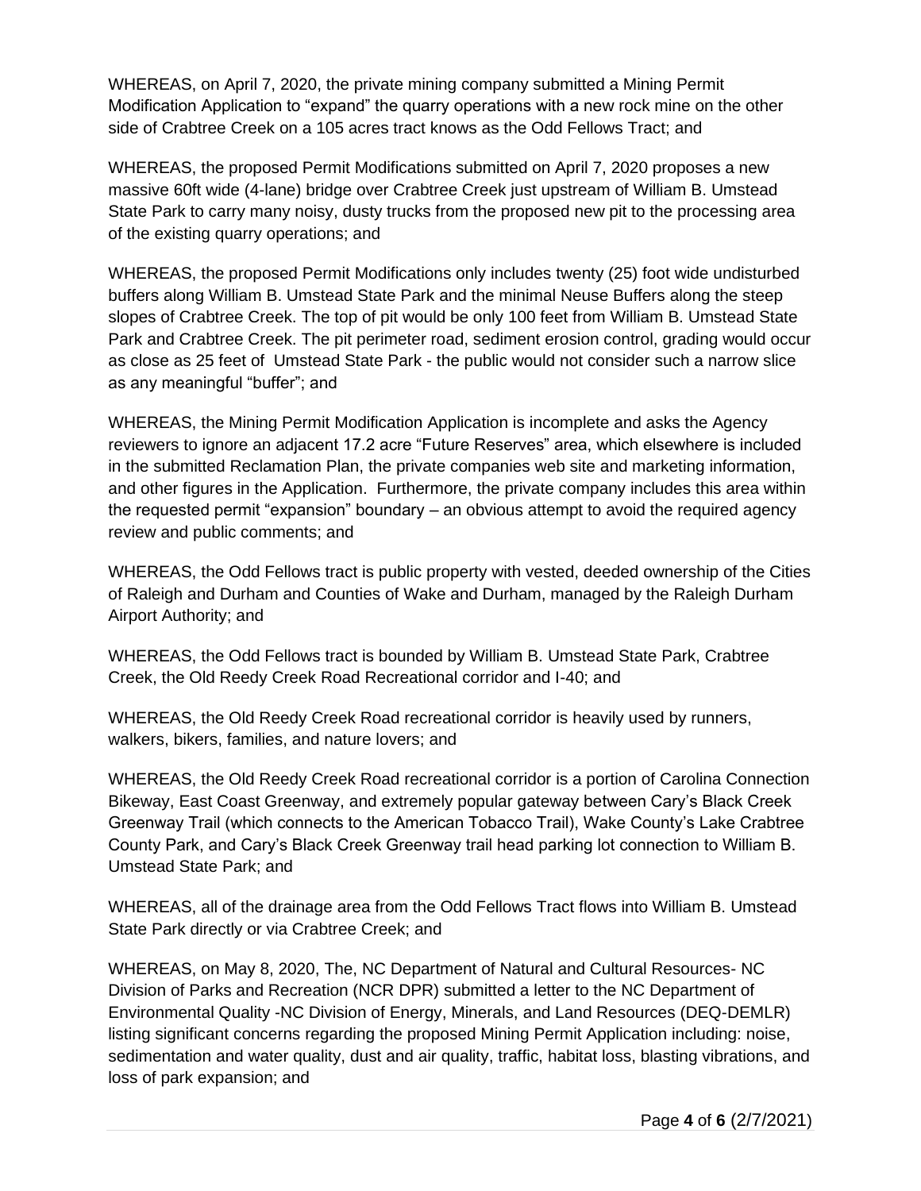WHEREAS, on April 7, 2020, the private mining company submitted a Mining Permit Modification Application to "expand" the quarry operations with a new rock mine on the other side of Crabtree Creek on a 105 acres tract knows as the Odd Fellows Tract; and

WHEREAS, the proposed Permit Modifications submitted on April 7, 2020 proposes a new massive 60ft wide (4-lane) bridge over Crabtree Creek just upstream of William B. Umstead State Park to carry many noisy, dusty trucks from the proposed new pit to the processing area of the existing quarry operations; and

WHEREAS, the proposed Permit Modifications only includes twenty (25) foot wide undisturbed buffers along William B. Umstead State Park and the minimal Neuse Buffers along the steep slopes of Crabtree Creek. The top of pit would be only 100 feet from William B. Umstead State Park and Crabtree Creek. The pit perimeter road, sediment erosion control, grading would occur as close as 25 feet of Umstead State Park - the public would not consider such a narrow slice as any meaningful "buffer"; and

WHEREAS, the Mining Permit Modification Application is incomplete and asks the Agency reviewers to ignore an adjacent 17.2 acre "Future Reserves" area, which elsewhere is included in the submitted Reclamation Plan, the private companies web site and marketing information, and other figures in the Application. Furthermore, the private company includes this area within the requested permit "expansion" boundary – an obvious attempt to avoid the required agency review and public comments; and

WHEREAS, the Odd Fellows tract is public property with vested, deeded ownership of the Cities of Raleigh and Durham and Counties of Wake and Durham, managed by the Raleigh Durham Airport Authority; and

WHEREAS, the Odd Fellows tract is bounded by William B. Umstead State Park, Crabtree Creek, the Old Reedy Creek Road Recreational corridor and I-40; and

WHEREAS, the Old Reedy Creek Road recreational corridor is heavily used by runners, walkers, bikers, families, and nature lovers; and

WHEREAS, the Old Reedy Creek Road recreational corridor is a portion of Carolina Connection Bikeway, East Coast Greenway, and extremely popular gateway between Cary's Black Creek Greenway Trail (which connects to the American Tobacco Trail), Wake County's Lake Crabtree County Park, and Cary's Black Creek Greenway trail head parking lot connection to William B. Umstead State Park; and

WHEREAS, all of the drainage area from the Odd Fellows Tract flows into William B. Umstead State Park directly or via Crabtree Creek; and

WHEREAS, on May 8, 2020, The, NC Department of Natural and Cultural Resources- NC Division of Parks and Recreation (NCR DPR) submitted a letter to the NC Department of Environmental Quality -NC Division of Energy, Minerals, and Land Resources (DEQ-DEMLR) listing significant concerns regarding the proposed Mining Permit Application including: noise, sedimentation and water quality, dust and air quality, traffic, habitat loss, blasting vibrations, and loss of park expansion; and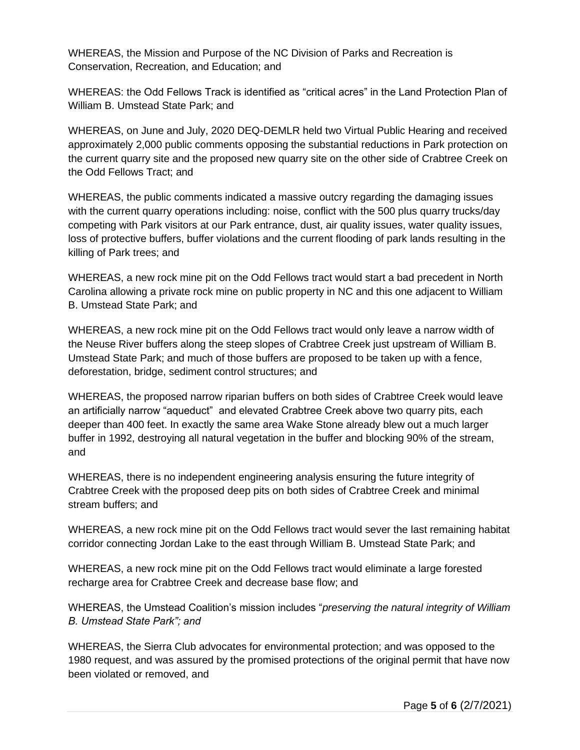WHEREAS, the Mission and Purpose of the NC Division of Parks and Recreation is Conservation, Recreation, and Education; and

WHEREAS: the Odd Fellows Track is identified as "critical acres" in the Land Protection Plan of William B. Umstead State Park; and

WHEREAS, on June and July, 2020 DEQ-DEMLR held two Virtual Public Hearing and received approximately 2,000 public comments opposing the substantial reductions in Park protection on the current quarry site and the proposed new quarry site on the other side of Crabtree Creek on the Odd Fellows Tract; and

WHEREAS, the public comments indicated a massive outcry regarding the damaging issues with the current quarry operations including: noise, conflict with the 500 plus quarry trucks/day competing with Park visitors at our Park entrance, dust, air quality issues, water quality issues, loss of protective buffers, buffer violations and the current flooding of park lands resulting in the killing of Park trees; and

WHEREAS, a new rock mine pit on the Odd Fellows tract would start a bad precedent in North Carolina allowing a private rock mine on public property in NC and this one adjacent to William B. Umstead State Park; and

WHEREAS, a new rock mine pit on the Odd Fellows tract would only leave a narrow width of the Neuse River buffers along the steep slopes of Crabtree Creek just upstream of William B. Umstead State Park; and much of those buffers are proposed to be taken up with a fence, deforestation, bridge, sediment control structures; and

WHEREAS, the proposed narrow riparian buffers on both sides of Crabtree Creek would leave an artificially narrow "aqueduct" and elevated Crabtree Creek above two quarry pits, each deeper than 400 feet. In exactly the same area Wake Stone already blew out a much larger buffer in 1992, destroying all natural vegetation in the buffer and blocking 90% of the stream, and

WHEREAS, there is no independent engineering analysis ensuring the future integrity of Crabtree Creek with the proposed deep pits on both sides of Crabtree Creek and minimal stream buffers; and

WHEREAS, a new rock mine pit on the Odd Fellows tract would sever the last remaining habitat corridor connecting Jordan Lake to the east through William B. Umstead State Park; and

WHEREAS, a new rock mine pit on the Odd Fellows tract would eliminate a large forested recharge area for Crabtree Creek and decrease base flow; and

WHEREAS, the Umstead Coalition's mission includes "*preserving the natural integrity of William B. Umstead State Park"; and*

WHEREAS, the Sierra Club advocates for environmental protection; and was opposed to the 1980 request, and was assured by the promised protections of the original permit that have now been violated or removed, and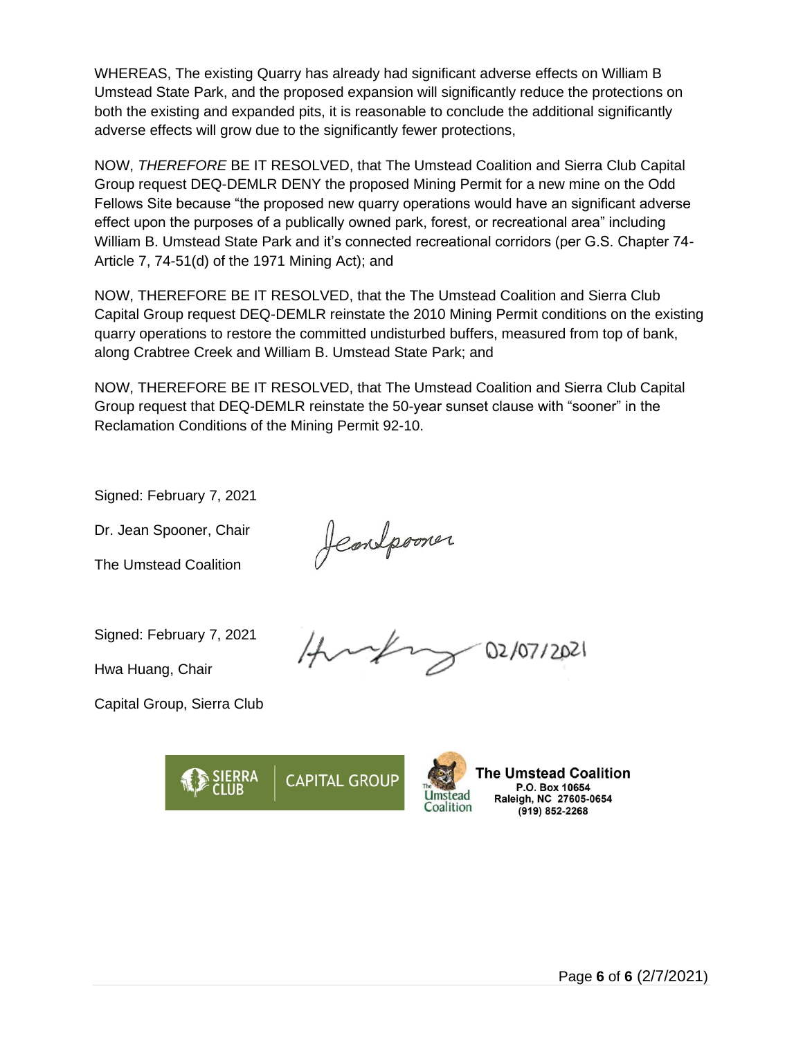WHEREAS, The existing Quarry has already had significant adverse effects on William B Umstead State Park, and the proposed expansion will significantly reduce the protections on both the existing and expanded pits, it is reasonable to conclude the additional significantly adverse effects will grow due to the significantly fewer protections,

NOW, *THEREFORE* BE IT RESOLVED, that The Umstead Coalition and Sierra Club Capital Group request DEQ-DEMLR DENY the proposed Mining Permit for a new mine on the Odd Fellows Site because "the proposed new quarry operations would have an significant adverse effect upon the purposes of a publically owned park, forest, or recreational area" including William B. Umstead State Park and it's connected recreational corridors (per G.S. Chapter 74-Article 7, 74-51(d) of the 1971 Mining Act); and

NOW, THEREFORE BE IT RESOLVED, that the The Umstead Coalition and Sierra Club Capital Group request DEQ-DEMLR reinstate the 2010 Mining Permit conditions on the existing quarry operations to restore the committed undisturbed buffers, measured from top of bank, along Crabtree Creek and William B. Umstead State Park; and

NOW, THEREFORE BE IT RESOLVED, that The Umstead Coalition and Sierra Club Capital Group request that DEQ-DEMLR reinstate the 50-year sunset clause with "sooner" in the Reclamation Conditions of the Mining Permit 92-10.

Signed: February 7, 2021

Dr. Jean Spooner, Chair

The Umstead Coalition

Jean Spooner

Signed: February 7, 2021

Hwa Huang, Chair

Capital Group, Sierra Club

02/07/2021

SIERRA CLUB | CAPITAL GROUP

The Umstead Coalition
P.O. Box 10654
Raleigh, NC 27605-0654
(919) 852-2268